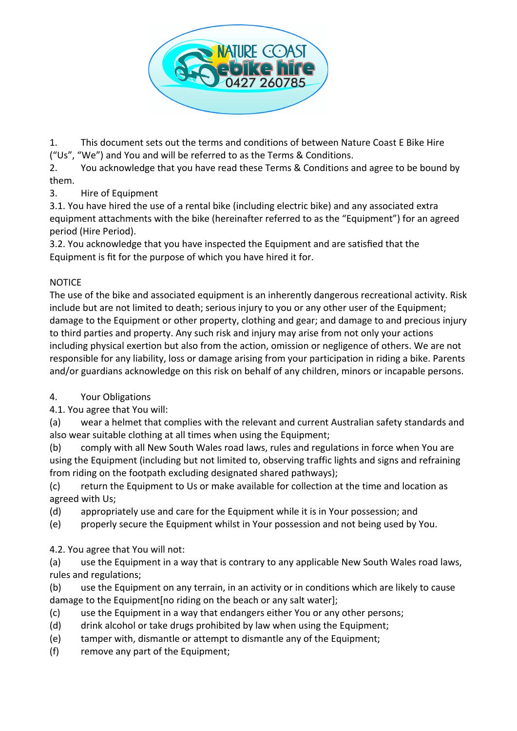NATURE COAST ebike hire 0427 260785

1. This document sets out the terms and conditions of between Nature Coast E Bike Hire (“Us”, “We”) and You and will be referred to as the Terms & Conditions.

2. You acknowledge that you have read these Terms & Conditions and agree to be bound by them.

3. Hire of Equipment

3.1. You have hired the use of a rental bike (including electric bike) and any associated extra equipment attachments with the bike (hereinafter referred to as the “Equipment”) for an agreed period (Hire Period).

3.2. You acknowledge that you have inspected the Equipment and are satisfied that the Equipment is fit for the purpose of which you have hired it for.

NOTICE

The use of the bike and associated equipment is an inherently dangerous recreational activity. Risk include but are not limited to death; serious injury to you or any other user of the Equipment; damage to the Equipment or other property, clothing and gear; and damage to and precious injury to third parties and property. Any such risk and injury may arise from not only your actions including physical exertion but also from the action, omission or negligence of others. We are not responsible for any liability, loss or damage arising from your participation in riding a bike. Parents and/or guardians acknowledge on this risk on behalf of any children, minors or incapable persons.

4. Your Obligations

4.1. You agree that You will:

(a) wear a helmet that complies with the relevant and current Australian safety standards and also wear suitable clothing at all times when using the Equipment;

(b) comply with all New South Wales road laws, rules and regulations in force when You are using the Equipment (including but not limited to, observing traffic lights and signs and refraining from riding on the footpath excluding designated shared pathways);

(c) return the Equipment to Us or make available for collection at the time and location as agreed with Us;

(d) appropriately use and care for the Equipment while it is in Your possession; and

(e) properly secure the Equipment whilst in Your possession and not being used by You.

4.2. You agree that You will not:

(a) use the Equipment in a way that is contrary to any applicable New South Wales road laws, rules and regulations;

(b) use the Equipment on any terrain, in an activity or in conditions which are likely to cause damage to the Equipment[no riding on the beach or any salt water];

(c) use the Equipment in a way that endangers either You or any other persons;

(d) drink alcohol or take drugs prohibited by law when using the Equipment;

(e) tamper with, dismantle or attempt to dismantle any of the Equipment;

(f) remove any part of the Equipment;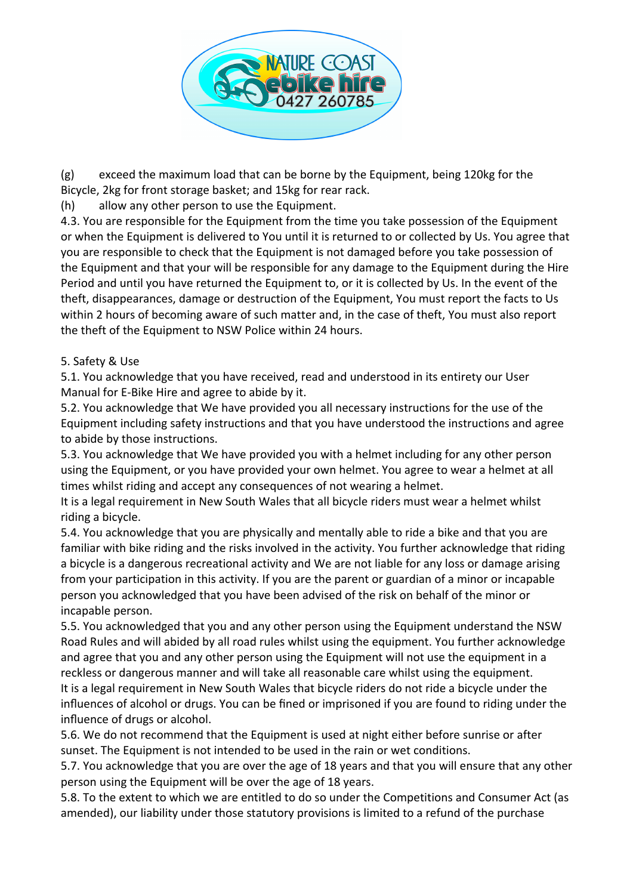(g) exceed the maximum load that can be borne by the Equipment, being 120kg for the Bicycle, 2kg for front storage basket; and 15kg for rear rack.

(h) allow any other person to use the Equipment.

4.3. You are responsible for the Equipment from the time you take possession of the Equipment or when the Equipment is delivered to You until it is returned to or collected by Us. You agree that you are responsible to check that the Equipment is not damaged before you take possession of the Equipment and that your will be responsible for any damage to the Equipment during the Hire Period and until you have returned the Equipment to, or it is collected by Us. In the event of the theft, disappearances, damage or destruction of the Equipment, You must report the facts to Us within 2 hours of becoming aware of such matter and, in the case of theft, You must also report the theft of the Equipment to NSW Police within 24 hours.

5. Safety & Use

5.1. You acknowledge that you have received, read and understood in its entirety our User Manual for E-Bike Hire and agree to abide by it.

5.2. You acknowledge that We have provided you all necessary instructions for the use of the Equipment including safety instructions and that you have understood the instructions and agree to abide by those instructions.

5.3. You acknowledge that We have provided you with a helmet including for any other person using the Equipment, or you have provided your own helmet. You agree to wear a helmet at all times whilst riding and accept any consequences of not wearing a helmet.

It is a legal requirement in New South Wales that all bicycle riders must wear a helmet whilst riding a bicycle.

5.4. You acknowledge that you are physically and mentally able to ride a bike and that you are familiar with bike riding and the risks involved in the activity. You further acknowledge that riding a bicycle is a dangerous recreational activity and We are not liable for any loss or damage arising from your participation in this activity. If you are the parent or guardian of a minor or incapable person you acknowledged that you have been advised of the risk on behalf of the minor or incapable person.

5.5. You acknowledged that you and any other person using the Equipment understand the NSW Road Rules and will abided by all road rules whilst using the equipment. You further acknowledge and agree that you and any other person using the Equipment will not use the equipment in a reckless or dangerous manner and will take all reasonable care whilst using the equipment.

It is a legal requirement in New South Wales that bicycle riders do not ride a bicycle under the influences of alcohol or drugs. You can be fined or imprisoned if you are found to riding under the influence of drugs or alcohol.

5.6. We do not recommend that the Equipment is used at night either before sunrise or after sunset. The Equipment is not intended to be used in the rain or wet conditions.

5.7. You acknowledge that you are over the age of 18 years and that you will ensure that any other person using the Equipment will be over the age of 18 years.

5.8. To the extent to which we are entitled to do so under the Competitions and Consumer Act (as amended), our liability under those statutory provisions is limited to a refund of the purchase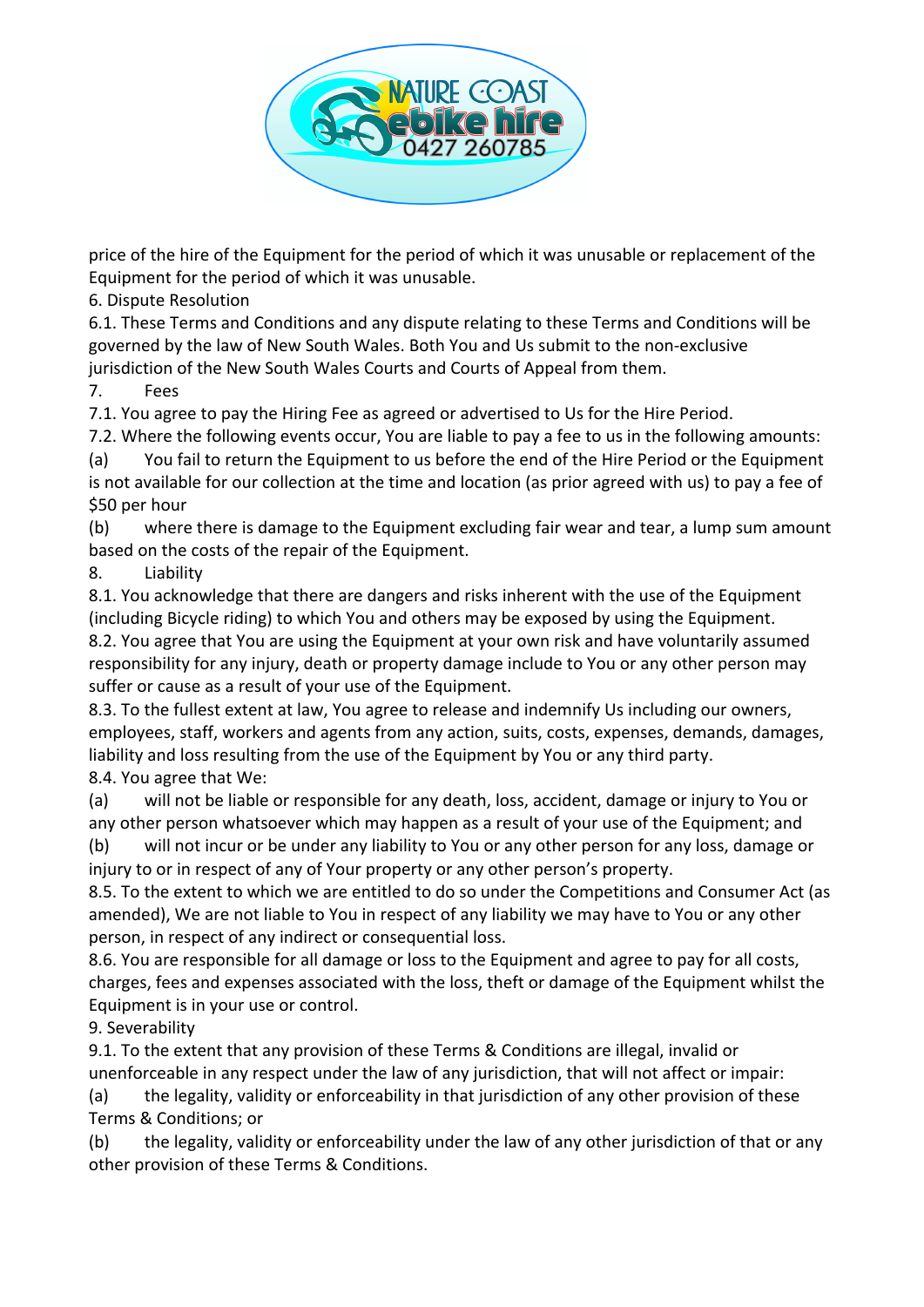price of the hire of the Equipment for the period of which it was unusable or replacement of the Equipment for the period of which it was unusable.

6. Dispute Resolution

6.1. These Terms and Conditions and any dispute relating to these Terms and Conditions will be governed by the law of New South Wales. Both You and Us submit to the non-exclusive jurisdiction of the New South Wales Courts and Courts of Appeal from them.

7. Fees

7.1. You agree to pay the Hiring Fee as agreed or advertised to Us for the Hire Period.

7.2. Where the following events occur, You are liable to pay a fee to us in the following amounts:

(a) You fail to return the Equipment to us before the end of the Hire Period or the Equipment is not available for our collection at the time and location (as prior agreed with us) to pay a fee of $50 per hour

(b) where there is damage to the Equipment excluding fair wear and tear, a lump sum amount based on the costs of the repair of the Equipment.

8. Liability

8.1. You acknowledge that there are dangers and risks inherent with the use of the Equipment (including Bicycle riding) to which You and others may be exposed by using the Equipment.

8.2. You agree that You are using the Equipment at your own risk and have voluntarily assumed responsibility for any injury, death or property damage include to You or any other person may suffer or cause as a result of your use of the Equipment.

8.3. To the fullest extent at law, You agree to release and indemnify Us including our owners, employees, staff, workers and agents from any action, suits, costs, expenses, demands, damages, liability and loss resulting from the use of the Equipment by You or any third party.

8.4. You agree that We:

(a) will not be liable or responsible for any death, loss, accident, damage or injury to You or any other person whatsoever which may happen as a result of your use of the Equipment; and

(b) will not incur or be under any liability to You or any other person for any loss, damage or injury to or in respect of any of Your property or any other person's property.

8.5. To the extent to which we are entitled to do so under the Competitions and Consumer Act (as amended), We are not liable to You in respect of any liability we may have to You or any other person, in respect of any indirect or consequential loss.

8.6. You are responsible for all damage or loss to the Equipment and agree to pay for all costs, charges, fees and expenses associated with the loss, theft or damage of the Equipment whilst the Equipment is in your use or control.

9. Severability

9.1. To the extent that any provision of these Terms & Conditions are illegal, invalid or unenforceable in any respect under the law of any jurisdiction, that will not affect or impair:

(a) the legality, validity or enforceability in that jurisdiction of any other provision of these Terms & Conditions; or

(b) the legality, validity or enforceability under the law of any other jurisdiction of that or any other provision of these Terms & Conditions.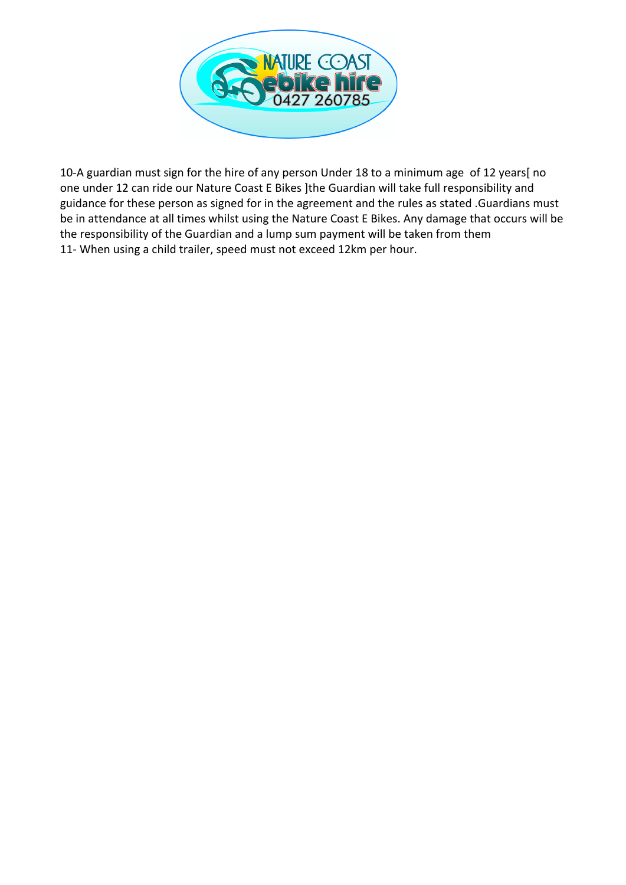10-A guardian must sign for the hire of any person Under 18 to a minimum age of 12 years[ no one under 12 can ride our Nature Coast E Bikes ]the Guardian will take full responsibility and guidance for these person as signed for in the agreement and the rules as stated .Guardians must be in attendance at all times whilst using the Nature Coast E Bikes. Any damage that occurs will be the responsibility of the Guardian and a lump sum payment will be taken from them

11- When using a child trailer, speed must not exceed 12km per hour.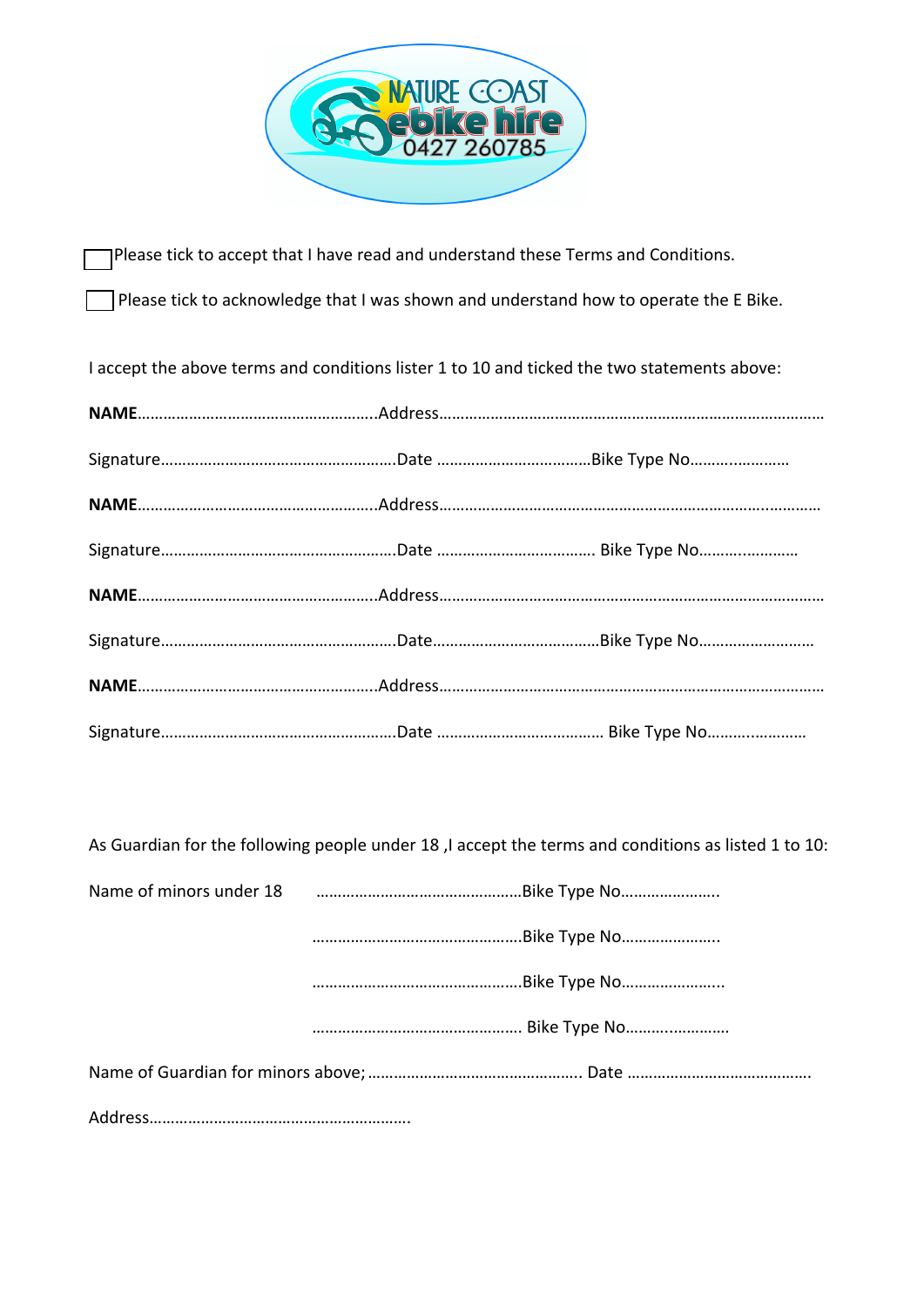NATURE COAST ebike hire 0427 260785

☐ Please tick to accept that I have read and understand these Terms and Conditions.

☐ Please tick to acknowledge that I was shown and understand how to operate the E Bike.

I accept the above terms and conditions lister 1 to 10 and ticked the two statements above:

**NAME**……………………………………………….Address……………………………………………………………………………

Signature………………………………………………Date ………………………………Bike Type No……..……………

**NAME**……………………………………………….Address……………………………………………………………………………

Signature………………………………………………Date ………………………………. Bike Type No……..……………

**NAME**……………………………………………….Address……………………………………………………………………………

Signature………………………………………………Date…………………………………Bike Type No………………………

**NAME**……………………………………………….Address……………………………………………………………………………

Signature………………………………………………Date ………………………………… Bike Type No……..……………

As Guardian for the following people under 18 ,I accept the terms and conditions as listed 1 to 10:

Name of minors under 18 ……………………………………….Bike Type No…………………..

……………………………………….Bike Type No…………………..

……………………………………….Bike Type No…………………..

………………………………………. Bike Type No……..……………

Name of Guardian for minors above; ………………………………………….. Date …………………………………….

Address…………………………………………………….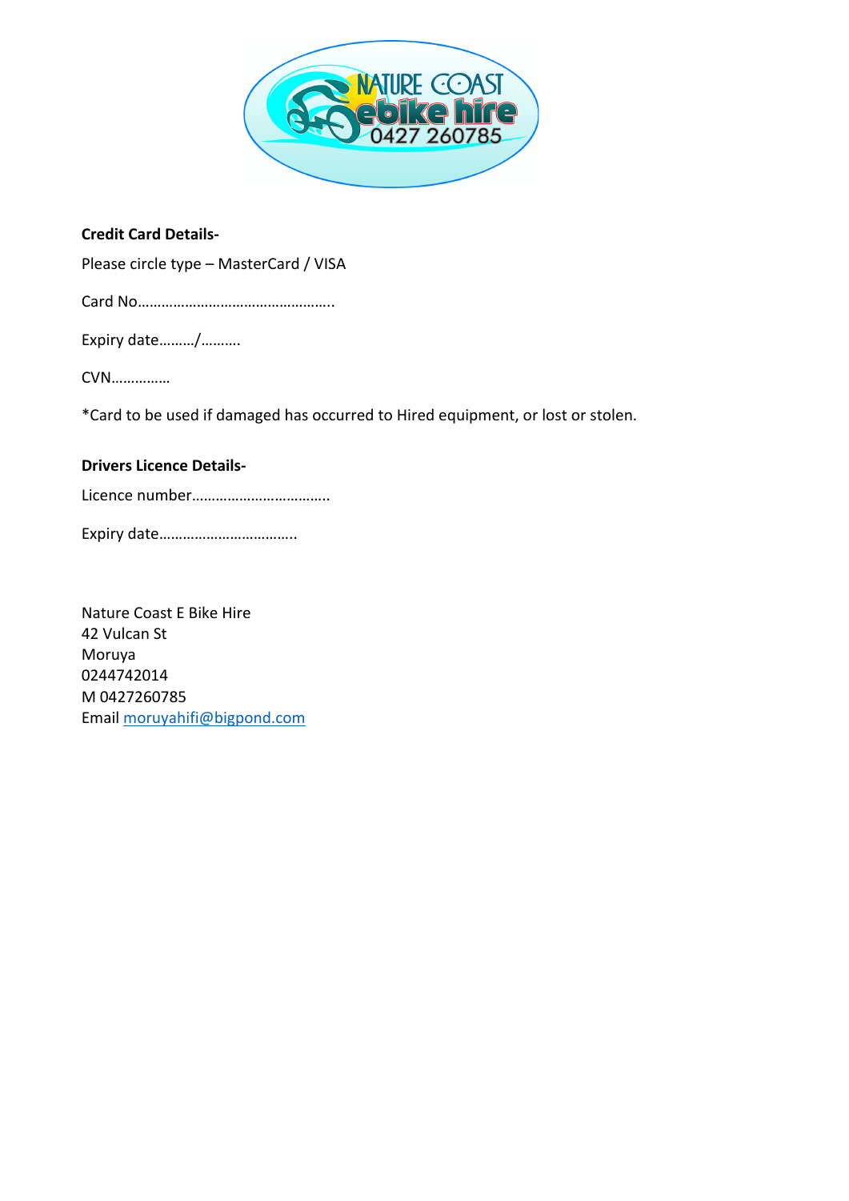**Credit Card Details-**

Please circle type – MasterCard / VISA

Card No…………………………………………..

Expiry date………/……….

CVN……………

*Card to be used if damaged has occurred to Hired equipment, or lost or stolen.

**Drivers Licence Details-**

Licence number……………………………..

Expiry date……………………………..

Nature Coast E Bike Hire
42 Vulcan St
Moruya
0244742014
M 0427260785
Email moruyahifi@bigpond.com